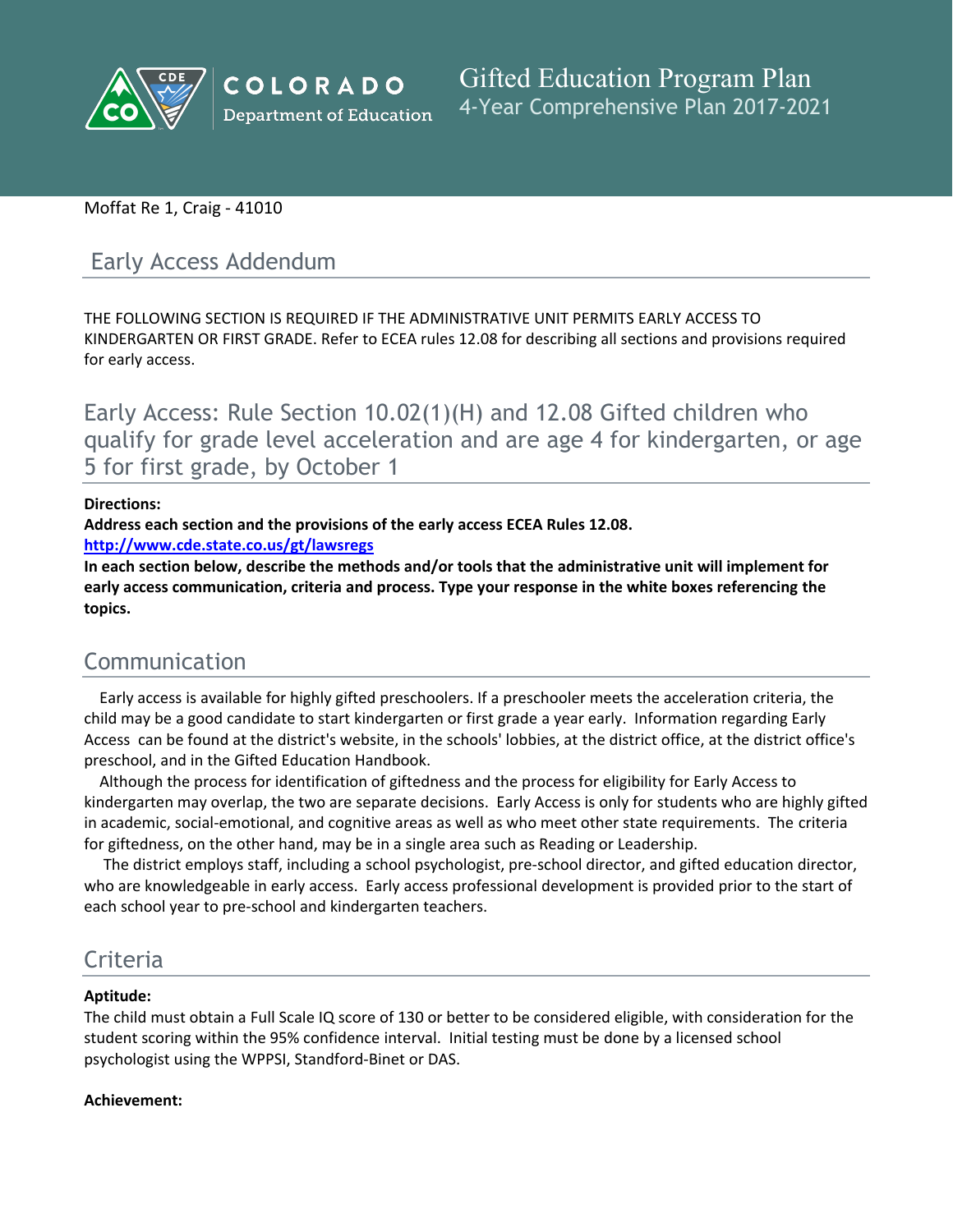# Gifted Education Program Plan

4-Year Comprehensive Plan 2017-2021

Moffat Re 1, Craig - 41010

## Early Access Addendum

THE FOLLOWING SECTION IS REQUIRED IF THE ADMINISTRATIVE UNIT PERMITS EARLY ACCESS TO KINDERGARTEN OR FIRST GRADE. Refer to ECEA rules 12.08 for describing all sections and provisions required for early access.

## Early Access: Rule Section 10.02(1)(H) and 12.08 Gifted children who qualify for grade level acceleration and are age 4 for kindergarten, or age 5 for first grade, by October 1

**Directions:**

**Address each section and the provisions of the early access ECEA Rules 12.08.**

**http://www.cde.state.co.us/gt/lawsregs**

**In each section below, describe the methods and/or tools that the administrative unit will implement for early access communication, criteria and process. Type your response in the white boxes referencing the topics.**

## Communication

Early access is available for highly gifted preschoolers. If a preschooler meets the acceleration criteria, the child may be a good candidate to start kindergarten or first grade a year early. Information regarding Early Access can be found at the district's website, in the schools' lobbies, at the district office, at the district office's preschool, and in the Gifted Education Handbook.

Although the process for identification of giftedness and the process for eligibility for Early Access to kindergarten may overlap, the two are separate decisions. Early Access is only for students who are highly gifted in academic, social-emotional, and cognitive areas as well as who meet other state requirements. The criteria for giftedness, on the other hand, may be in a single area such as Reading or Leadership.

The district employs staff, including a school psychologist, pre-school director, and gifted education director, who are knowledgeable in early access. Early access professional development is provided prior to the start of each school year to pre-school and kindergarten teachers.

## Criteria

**Aptitude:**

The child must obtain a Full Scale IQ score of 130 or better to be considered eligible, with consideration for the student scoring within the 95% confidence interval. Initial testing must be done by a licensed school psychologist using the WPPSI, Standford-Binet or DAS.

**Achievement:**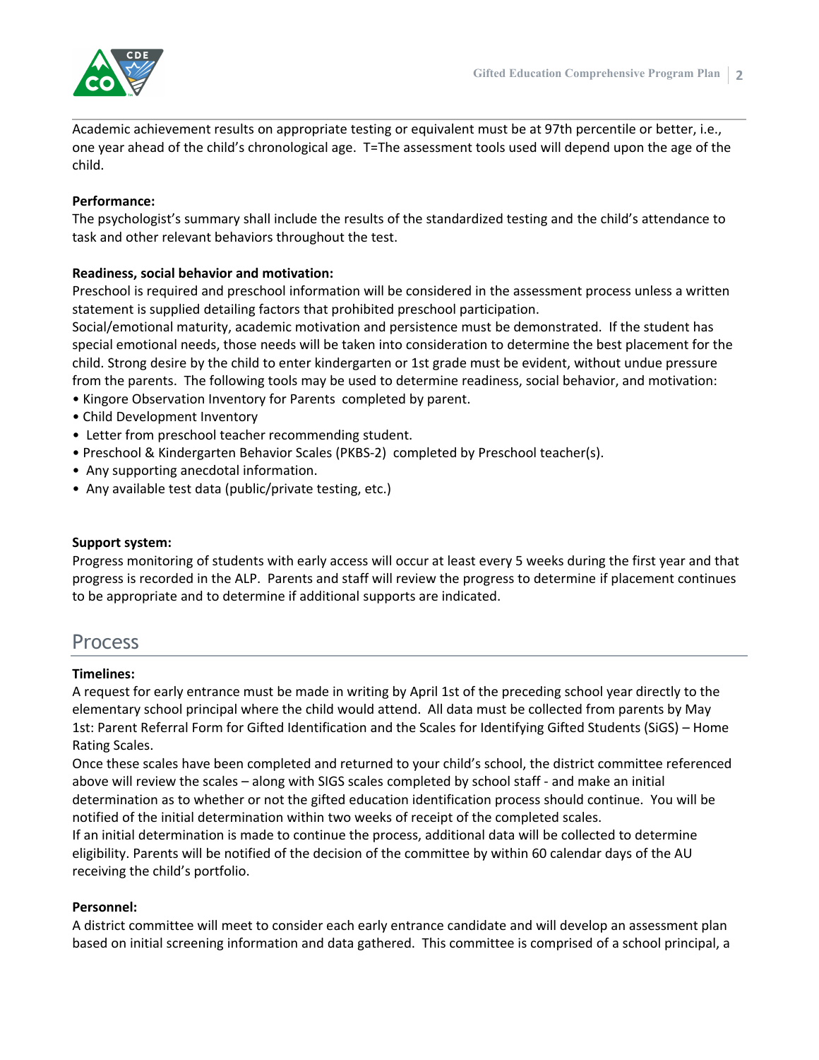Academic achievement results on appropriate testing or equivalent must be at 97th percentile or better, i.e., one year ahead of the child's chronological age. T=The assessment tools used will depend upon the age of the child.

**Performance:**
The psychologist's summary shall include the results of the standardized testing and the child's attendance to task and other relevant behaviors throughout the test.

**Readiness, social behavior and motivation:**
Preschool is required and preschool information will be considered in the assessment process unless a written statement is supplied detailing factors that prohibited preschool participation.
Social/emotional maturity, academic motivation and persistence must be demonstrated. If the student has special emotional needs, those needs will be taken into consideration to determine the best placement for the child. Strong desire by the child to enter kindergarten or 1st grade must be evident, without undue pressure from the parents. The following tools may be used to determine readiness, social behavior, and motivation:

- Kingore Observation Inventory for Parents completed by parent.
- Child Development Inventory
- Letter from preschool teacher recommending student.
- Preschool & Kindergarten Behavior Scales (PKBS-2) completed by Preschool teacher(s).
- Any supporting anecdotal information.
- Any available test data (public/private testing, etc.)

**Support system:**
Progress monitoring of students with early access will occur at least every 5 weeks during the first year and that progress is recorded in the ALP. Parents and staff will review the progress to determine if placement continues to be appropriate and to determine if additional supports are indicated.

## Process

**Timelines:**
A request for early entrance must be made in writing by April 1st of the preceding school year directly to the elementary school principal where the child would attend. All data must be collected from parents by May 1st: Parent Referral Form for Gifted Identification and the Scales for Identifying Gifted Students (SiGS) – Home Rating Scales.
Once these scales have been completed and returned to your child's school, the district committee referenced above will review the scales – along with SIGS scales completed by school staff - and make an initial determination as to whether or not the gifted education identification process should continue. You will be notified of the initial determination within two weeks of receipt of the completed scales.
If an initial determination is made to continue the process, additional data will be collected to determine eligibility. Parents will be notified of the decision of the committee by within 60 calendar days of the AU receiving the child's portfolio.

**Personnel:**
A district committee will meet to consider each early entrance candidate and will develop an assessment plan based on initial screening information and data gathered. This committee is comprised of a school principal, a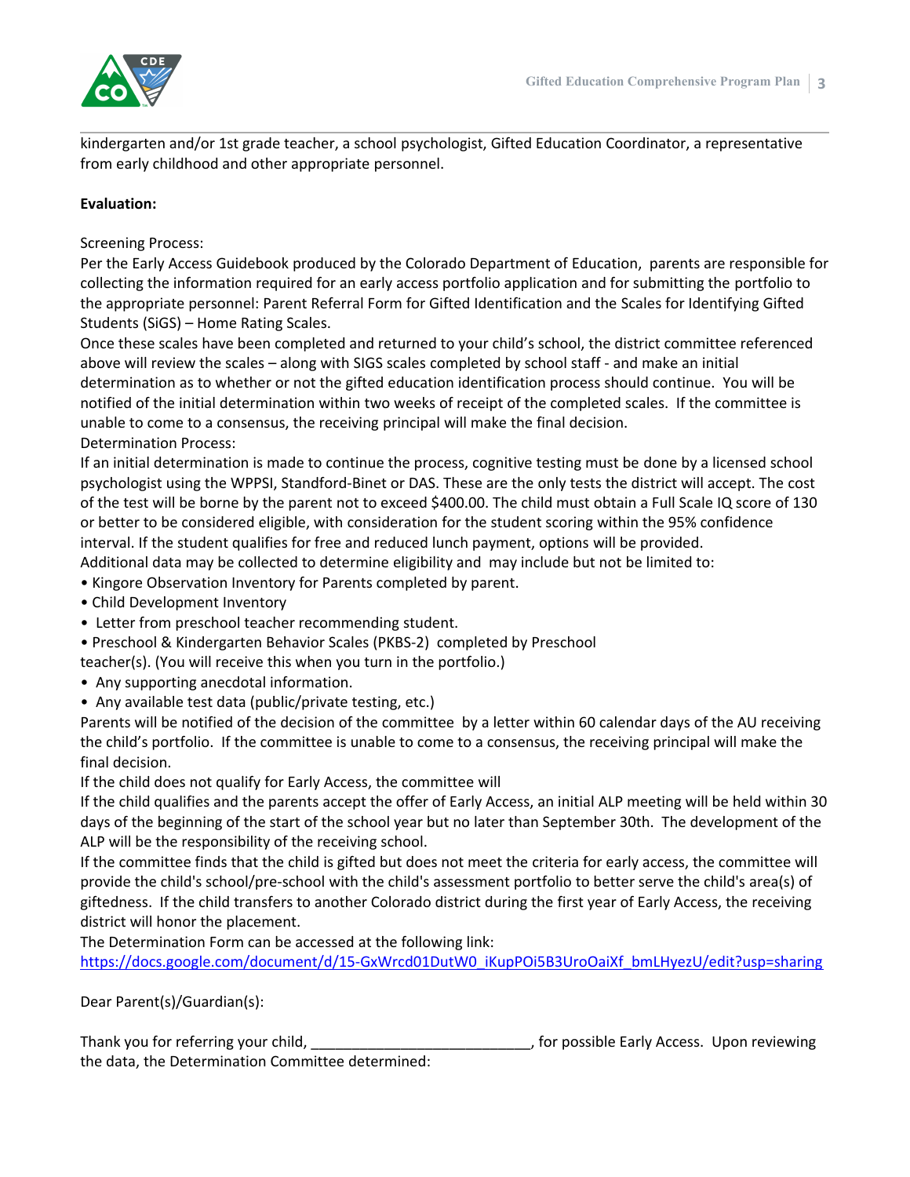kindergarten and/or 1st grade teacher, a school psychologist, Gifted Education Coordinator, a representative from early childhood and other appropriate personnel.

**Evaluation:**

Screening Process:
Per the Early Access Guidebook produced by the Colorado Department of Education, parents are responsible for collecting the information required for an early access portfolio application and for submitting the portfolio to the appropriate personnel: Parent Referral Form for Gifted Identification and the Scales for Identifying Gifted Students (SiGS) – Home Rating Scales.
Once these scales have been completed and returned to your child's school, the district committee referenced above will review the scales – along with SIGS scales completed by school staff - and make an initial determination as to whether or not the gifted education identification process should continue. You will be notified of the initial determination within two weeks of receipt of the completed scales. If the committee is unable to come to a consensus, the receiving principal will make the final decision.
Determination Process:
If an initial determination is made to continue the process, cognitive testing must be done by a licensed school psychologist using the WPPSI, Standford-Binet or DAS. These are the only tests the district will accept. The cost of the test will be borne by the parent not to exceed $400.00. The child must obtain a Full Scale IQ score of 130 or better to be considered eligible, with consideration for the student scoring within the 95% confidence interval. If the student qualifies for free and reduced lunch payment, options will be provided.
Additional data may be collected to determine eligibility and may include but not be limited to:

- Kingore Observation Inventory for Parents completed by parent.
- Child Development Inventory
- Letter from preschool teacher recommending student.
- Preschool & Kindergarten Behavior Scales (PKBS-2) completed by Preschool teacher(s). (You will receive this when you turn in the portfolio.)
- Any supporting anecdotal information.
- Any available test data (public/private testing, etc.)

Parents will be notified of the decision of the committee by a letter within 60 calendar days of the AU receiving the child's portfolio. If the committee is unable to come to a consensus, the receiving principal will make the final decision.
If the child does not qualify for Early Access, the committee will
If the child qualifies and the parents accept the offer of Early Access, an initial ALP meeting will be held within 30 days of the beginning of the start of the school year but no later than September 30th. The development of the ALP will be the responsibility of the receiving school.
If the committee finds that the child is gifted but does not meet the criteria for early access, the committee will provide the child's school/pre-school with the child's assessment portfolio to better serve the child's area(s) of giftedness. If the child transfers to another Colorado district during the first year of Early Access, the receiving district will honor the placement.
The Determination Form can be accessed at the following link:
https://docs.google.com/document/d/15-GxWrcd01DutW0_iKupPOi5B3UroOaiXf_bmLHyezU/edit?usp=sharing

Dear Parent(s)/Guardian(s):

Thank you for referring your child, ___________________________, for possible Early Access. Upon reviewing the data, the Determination Committee determined: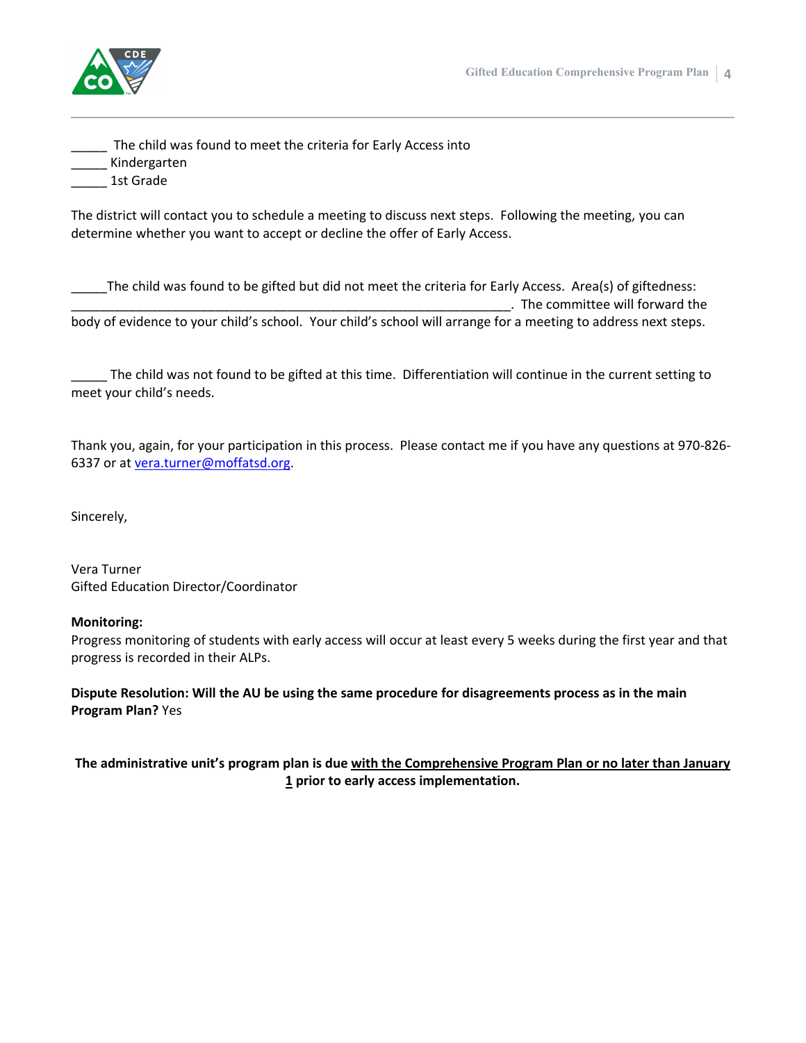_____ The child was found to meet the criteria for Early Access into
_____ Kindergarten
_____ 1st Grade

The district will contact you to schedule a meeting to discuss next steps. Following the meeting, you can determine whether you want to accept or decline the offer of Early Access.

_____The child was found to be gifted but did not meet the criteria for Early Access. Area(s) of giftedness: _____________________________________________________________. The committee will forward the body of evidence to your child's school. Your child's school will arrange for a meeting to address next steps.

_____ The child was not found to be gifted at this time. Differentiation will continue in the current setting to meet your child's needs.

Thank you, again, for your participation in this process. Please contact me if you have any questions at 970-826-6337 or at vera.turner@moffatsd.org.

Sincerely,

Vera Turner
Gifted Education Director/Coordinator

**Monitoring:**
Progress monitoring of students with early access will occur at least every 5 weeks during the first year and that progress is recorded in their ALPs.

**Dispute Resolution: Will the AU be using the same procedure for disagreements process as in the main Program Plan?** Yes

**The administrative unit's program plan is due <u>with the Comprehensive Program Plan or no later than January 1</u> prior to early access implementation.**